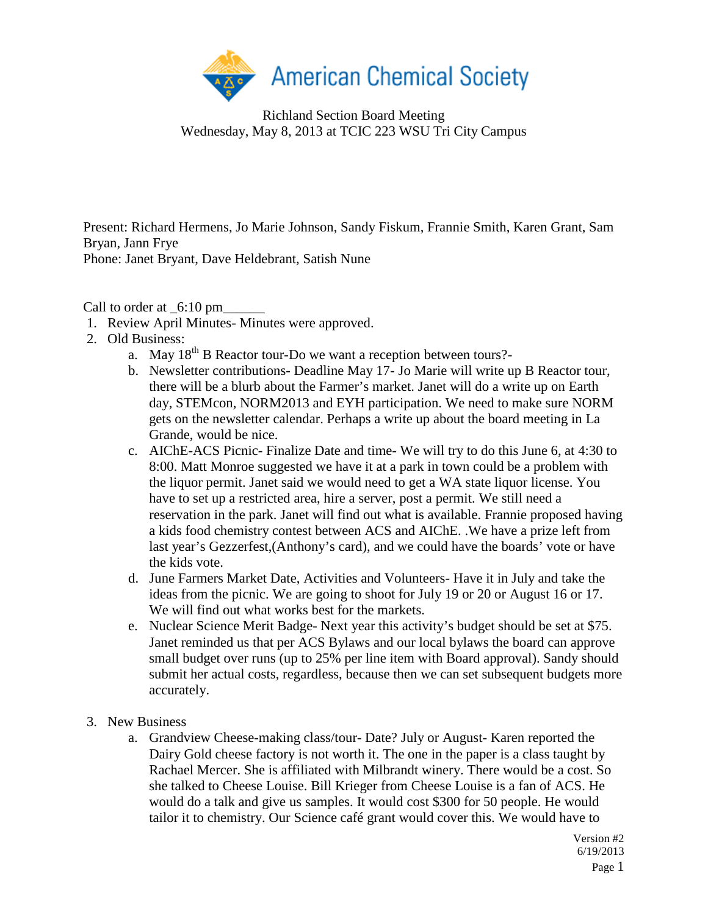American Chemical Society

Richland Section Board Meeting
Wednesday, May 8, 2013 at TCIC 223 WSU Tri City Campus

Present: Richard Hermens, Jo Marie Johnson, Sandy Fiskum, Frannie Smith, Karen Grant, Sam Bryan, Jann Frye
Phone: Janet Bryant, Dave Heldebrant, Satish Nune

Call to order at _6:10 pm______

1. Review April Minutes- Minutes were approved.
2. Old Business:
   a. May 18th B Reactor tour-Do we want a reception between tours?-
   b. Newsletter contributions- Deadline May 17- Jo Marie will write up B Reactor tour, there will be a blurb about the Farmer's market. Janet will do a write up on Earth day, STEMcon, NORM2013 and EYH participation. We need to make sure NORM gets on the newsletter calendar. Perhaps a write up about the board meeting in La Grande, would be nice.
   c. AIChE-ACS Picnic- Finalize Date and time- We will try to do this June 6, at 4:30 to 8:00. Matt Monroe suggested we have it at a park in town could be a problem with the liquor permit. Janet said we would need to get a WA state liquor license. You have to set up a restricted area, hire a server, post a permit. We still need a reservation in the park. Janet will find out what is available. Frannie proposed having a kids food chemistry contest between ACS and AIChE. .We have a prize left from last year's Gezzerfest,(Anthony's card), and we could have the boards' vote or have the kids vote.
   d. June Farmers Market Date, Activities and Volunteers- Have it in July and take the ideas from the picnic. We are going to shoot for July 19 or 20 or August 16 or 17. We will find out what works best for the markets.
   e. Nuclear Science Merit Badge- Next year this activity's budget should be set at $75. Janet reminded us that per ACS Bylaws and our local bylaws the board can approve small budget over runs (up to 25% per line item with Board approval). Sandy should submit her actual costs, regardless, because then we can set subsequent budgets more accurately.

3. New Business
   a. Grandview Cheese-making class/tour- Date? July or August- Karen reported the Dairy Gold cheese factory is not worth it. The one in the paper is a class taught by Rachael Mercer. She is affiliated with Milbrandt winery. There would be a cost. So she talked to Cheese Louise. Bill Krieger from Cheese Louise is a fan of ACS. He would do a talk and give us samples. It would cost $300 for 50 people. He would tailor it to chemistry. Our Science café grant would cover this. We would have to

Version #2
6/19/2013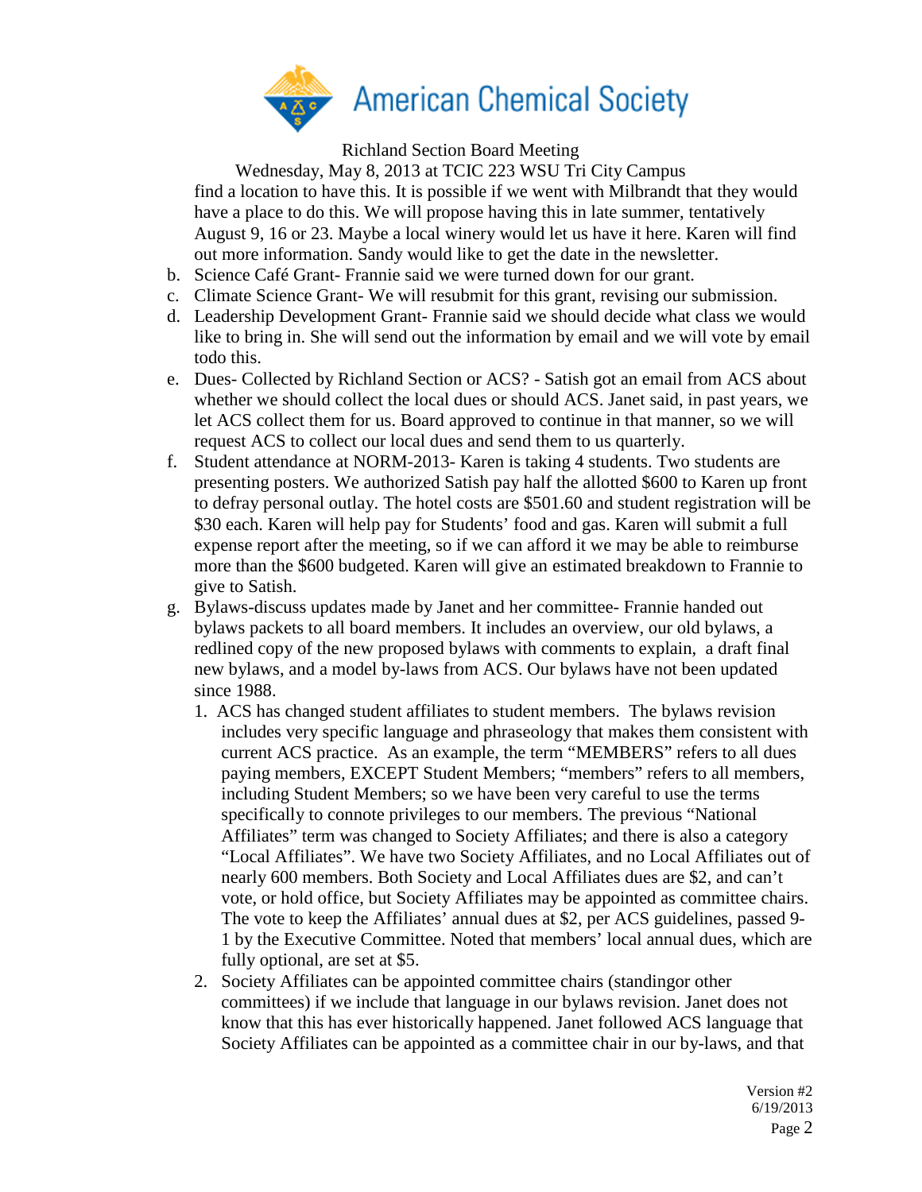Richland Section Board Meeting

Wednesday, May 8, 2013 at TCIC 223 WSU Tri City Campus

find a location to have this. It is possible if we went with Milbrandt that they would have a place to do this. We will propose having this in late summer, tentatively August 9, 16 or 23. Maybe a local winery would let us have it here. Karen will find out more information. Sandy would like to get the date in the newsletter.

b. Science Café Grant- Frannie said we were turned down for our grant.

c. Climate Science Grant- We will resubmit for this grant, revising our submission.

d. Leadership Development Grant- Frannie said we should decide what class we would like to bring in. She will send out the information by email and we will vote by email todo this.

e. Dues- Collected by Richland Section or ACS? - Satish got an email from ACS about whether we should collect the local dues or should ACS. Janet said, in past years, we let ACS collect them for us. Board approved to continue in that manner, so we will request ACS to collect our local dues and send them to us quarterly.

f. Student attendance at NORM-2013- Karen is taking 4 students. Two students are presenting posters. We authorized Satish pay half the allotted $600 to Karen up front to defray personal outlay. The hotel costs are $501.60 and student registration will be $30 each. Karen will help pay for Students' food and gas. Karen will submit a full expense report after the meeting, so if we can afford it we may be able to reimburse more than the $600 budgeted. Karen will give an estimated breakdown to Frannie to give to Satish.

g. Bylaws-discuss updates made by Janet and her committee- Frannie handed out bylaws packets to all board members. It includes an overview, our old bylaws, a redlined copy of the new proposed bylaws with comments to explain, a draft final new bylaws, and a model by-laws from ACS. Our bylaws have not been updated since 1988.

   1. ACS has changed student affiliates to student members. The bylaws revision includes very specific language and phraseology that makes them consistent with current ACS practice. As an example, the term "MEMBERS" refers to all dues paying members, EXCEPT Student Members; "members" refers to all members, including Student Members; so we have been very careful to use the terms specifically to connote privileges to our members. The previous "National Affiliates" term was changed to Society Affiliates; and there is also a category "Local Affiliates". We have two Society Affiliates, and no Local Affiliates out of nearly 600 members. Both Society and Local Affiliates dues are $2, and can't vote, or hold office, but Society Affiliates may be appointed as committee chairs. The vote to keep the Affiliates' annual dues at $2, per ACS guidelines, passed 9-1 by the Executive Committee. Noted that members' local annual dues, which are fully optional, are set at $5.

   2. Society Affiliates can be appointed committee chairs (standingor other committees) if we include that language in our bylaws revision. Janet does not know that this has ever historically happened. Janet followed ACS language that Society Affiliates can be appointed as a committee chair in our by-laws, and that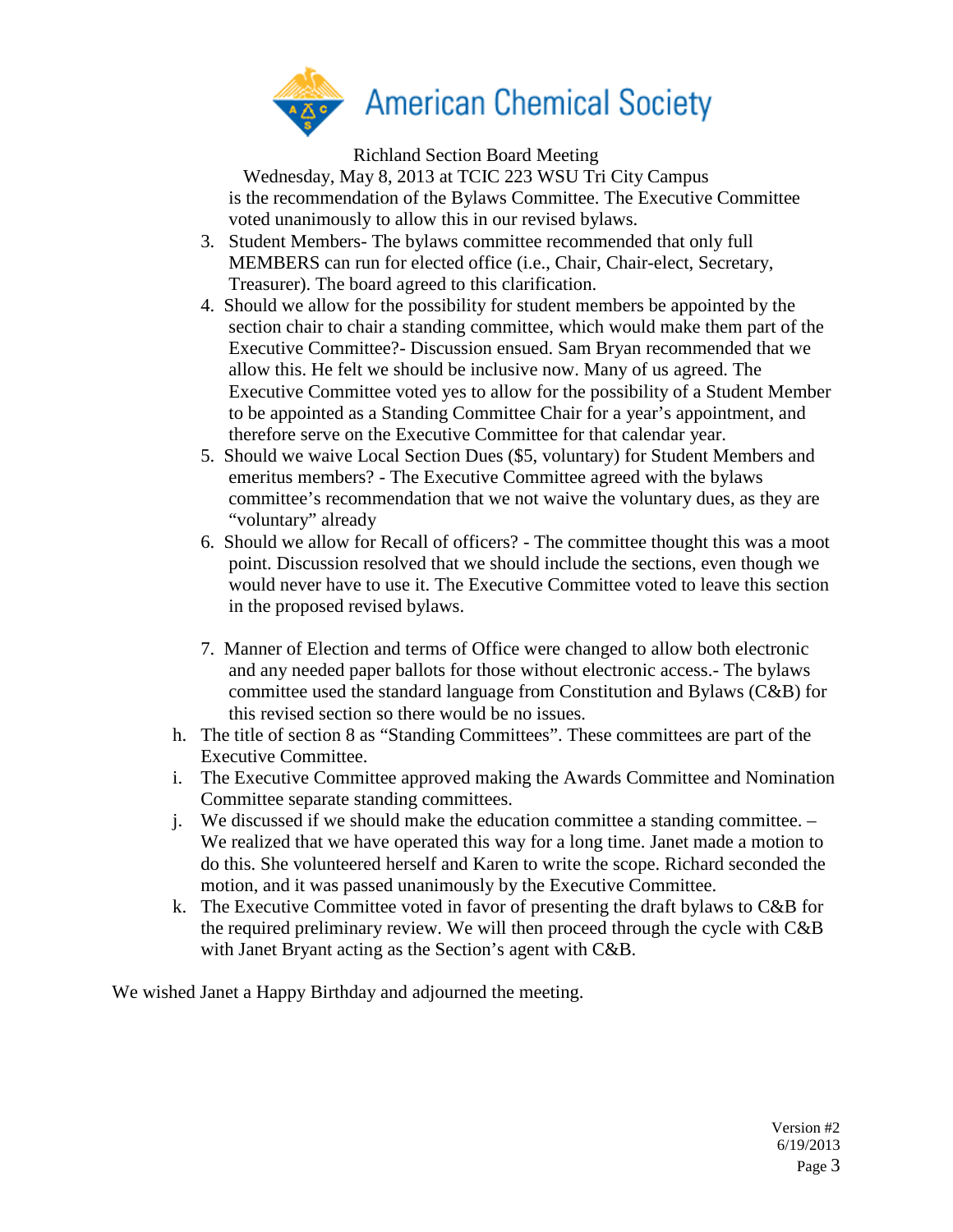is the recommendation of the Bylaws Committee. The Executive Committee voted unanimously to allow this in our revised bylaws.

3. Student Members- The bylaws committee recommended that only full MEMBERS can run for elected office (i.e., Chair, Chair-elect, Secretary, Treasurer). The board agreed to this clarification.
4. Should we allow for the possibility for student members be appointed by the section chair to chair a standing committee, which would make them part of the Executive Committee?- Discussion ensued. Sam Bryan recommended that we allow this. He felt we should be inclusive now. Many of us agreed. The Executive Committee voted yes to allow for the possibility of a Student Member to be appointed as a Standing Committee Chair for a year's appointment, and therefore serve on the Executive Committee for that calendar year.
5. Should we waive Local Section Dues ($5, voluntary) for Student Members and emeritus members? - The Executive Committee agreed with the bylaws committee's recommendation that we not waive the voluntary dues, as they are "voluntary" already
6. Should we allow for Recall of officers? - The committee thought this was a moot point. Discussion resolved that we should include the sections, even though we would never have to use it. The Executive Committee voted to leave this section in the proposed revised bylaws.
7. Manner of Election and terms of Office were changed to allow both electronic and any needed paper ballots for those without electronic access.- The bylaws committee used the standard language from Constitution and Bylaws (C&B) for this revised section so there would be no issues.

h. The title of section 8 as "Standing Committees". These committees are part of the Executive Committee.

i. The Executive Committee approved making the Awards Committee and Nomination Committee separate standing committees.

j. We discussed if we should make the education committee a standing committee. – We realized that we have operated this way for a long time. Janet made a motion to do this. She volunteered herself and Karen to write the scope. Richard seconded the motion, and it was passed unanimously by the Executive Committee.

k. The Executive Committee voted in favor of presenting the draft bylaws to C&B for the required preliminary review. We will then proceed through the cycle with C&B with Janet Bryant acting as the Section's agent with C&B.

We wished Janet a Happy Birthday and adjourned the meeting.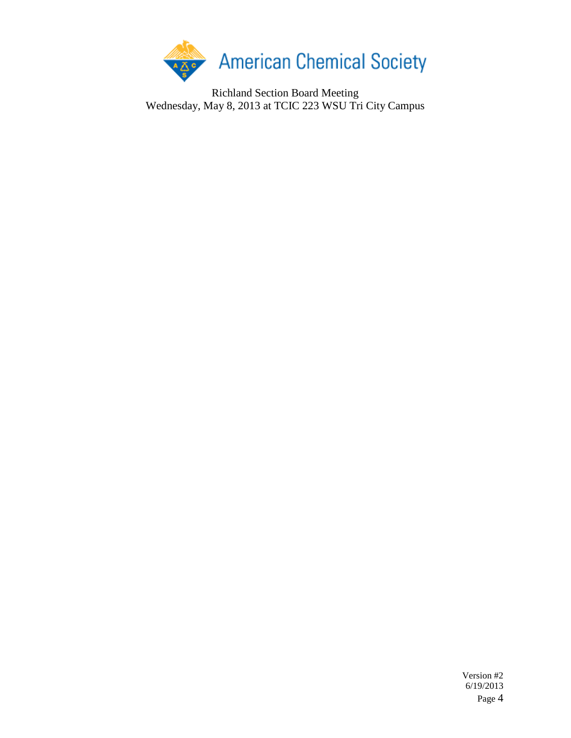American Chemical Society

Richland Section Board Meeting
Wednesday, May 8, 2013 at TCIC 223 WSU Tri City Campus